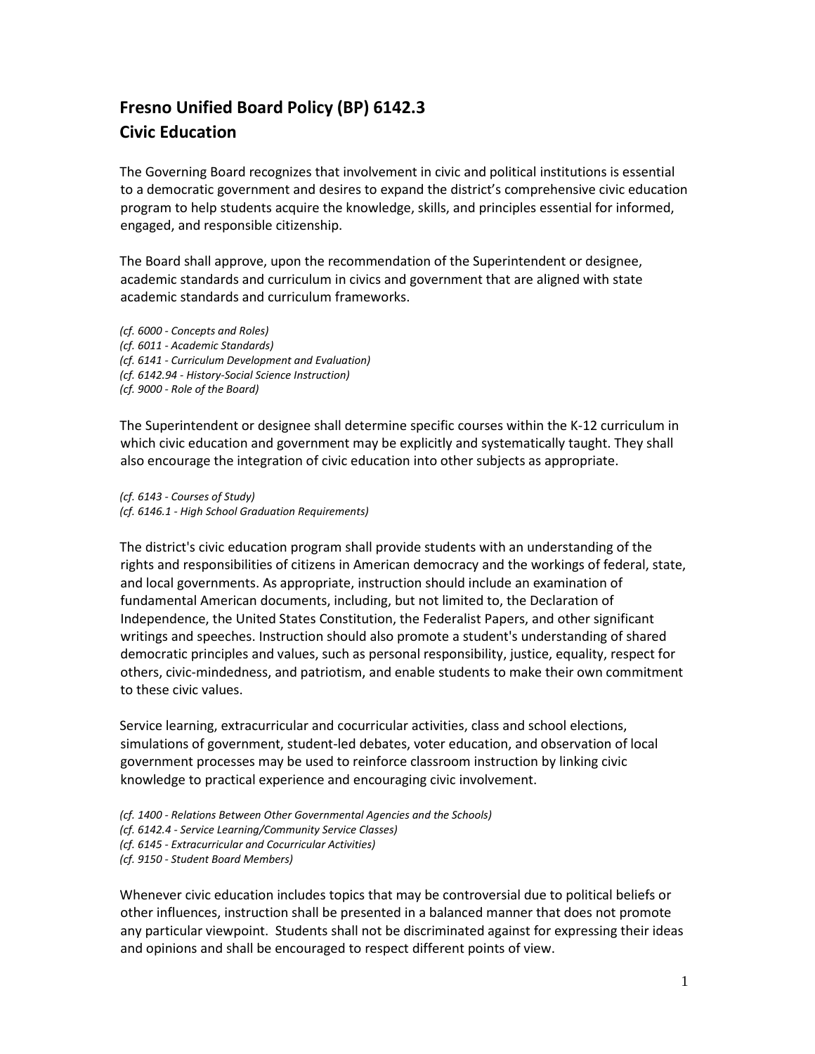## Fresno Unified Board Policy (BP) 6142.3
## Civic Education

The Governing Board recognizes that involvement in civic and political institutions is essential to a democratic government and desires to expand the district's comprehensive civic education program to help students acquire the knowledge, skills, and principles essential for informed, engaged, and responsible citizenship.

The Board shall approve, upon the recommendation of the Superintendent or designee, academic standards and curriculum in civics and government that are aligned with state academic standards and curriculum frameworks.

*(cf. 6000 - Concepts and Roles)*
*(cf. 6011 - Academic Standards)*
*(cf. 6141 - Curriculum Development and Evaluation)*
*(cf. 6142.94 - History-Social Science Instruction)*
*(cf. 9000 - Role of the Board)*

The Superintendent or designee shall determine specific courses within the K-12 curriculum in which civic education and government may be explicitly and systematically taught. They shall also encourage the integration of civic education into other subjects as appropriate.

*(cf. 6143 - Courses of Study)*
*(cf. 6146.1 - High School Graduation Requirements)*

The district's civic education program shall provide students with an understanding of the rights and responsibilities of citizens in American democracy and the workings of federal, state, and local governments. As appropriate, instruction should include an examination of fundamental American documents, including, but not limited to, the Declaration of Independence, the United States Constitution, the Federalist Papers, and other significant writings and speeches. Instruction should also promote a student's understanding of shared democratic principles and values, such as personal responsibility, justice, equality, respect for others, civic-mindedness, and patriotism, and enable students to make their own commitment to these civic values.

Service learning, extracurricular and cocurricular activities, class and school elections, simulations of government, student-led debates, voter education, and observation of local government processes may be used to reinforce classroom instruction by linking civic knowledge to practical experience and encouraging civic involvement.

*(cf. 1400 - Relations Between Other Governmental Agencies and the Schools)*
*(cf. 6142.4 - Service Learning/Community Service Classes)*
*(cf. 6145 - Extracurricular and Cocurricular Activities)*
*(cf. 9150 - Student Board Members)*

Whenever civic education includes topics that may be controversial due to political beliefs or other influences, instruction shall be presented in a balanced manner that does not promote any particular viewpoint. Students shall not be discriminated against for expressing their ideas and opinions and shall be encouraged to respect different points of view.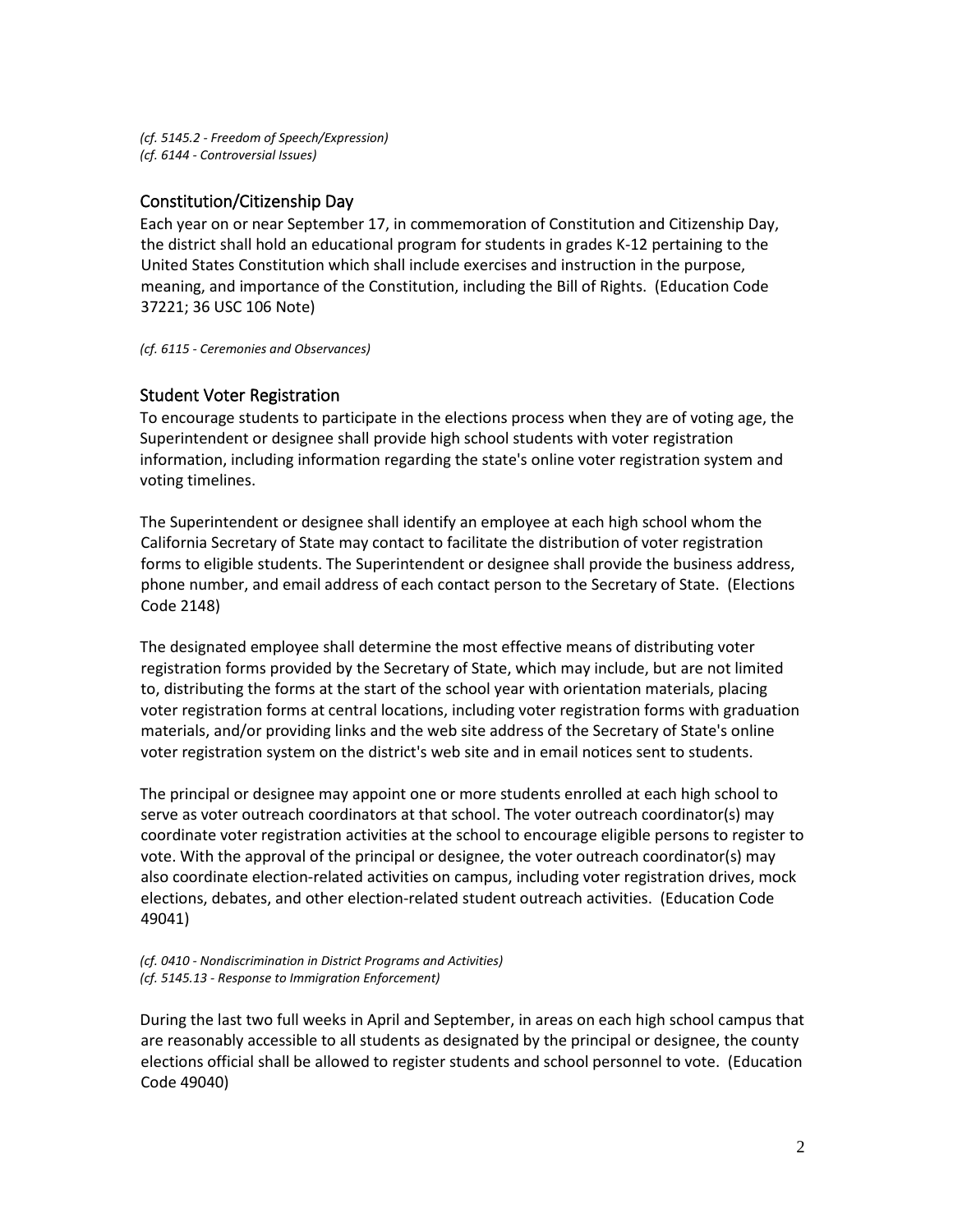*(cf. 5145.2 - Freedom of Speech/Expression)*
*(cf. 6144 - Controversial Issues)*

## Constitution/Citizenship Day

Each year on or near September 17, in commemoration of Constitution and Citizenship Day, the district shall hold an educational program for students in grades K-12 pertaining to the United States Constitution which shall include exercises and instruction in the purpose, meaning, and importance of the Constitution, including the Bill of Rights. (Education Code 37221; 36 USC 106 Note)

*(cf. 6115 - Ceremonies and Observances)*

## Student Voter Registration

To encourage students to participate in the elections process when they are of voting age, the Superintendent or designee shall provide high school students with voter registration information, including information regarding the state's online voter registration system and voting timelines.

The Superintendent or designee shall identify an employee at each high school whom the California Secretary of State may contact to facilitate the distribution of voter registration forms to eligible students. The Superintendent or designee shall provide the business address, phone number, and email address of each contact person to the Secretary of State. (Elections Code 2148)

The designated employee shall determine the most effective means of distributing voter registration forms provided by the Secretary of State, which may include, but are not limited to, distributing the forms at the start of the school year with orientation materials, placing voter registration forms at central locations, including voter registration forms with graduation materials, and/or providing links and the web site address of the Secretary of State's online voter registration system on the district's web site and in email notices sent to students.

The principal or designee may appoint one or more students enrolled at each high school to serve as voter outreach coordinators at that school. The voter outreach coordinator(s) may coordinate voter registration activities at the school to encourage eligible persons to register to vote. With the approval of the principal or designee, the voter outreach coordinator(s) may also coordinate election-related activities on campus, including voter registration drives, mock elections, debates, and other election-related student outreach activities. (Education Code 49041)

*(cf. 0410 - Nondiscrimination in District Programs and Activities)*
*(cf. 5145.13 - Response to Immigration Enforcement)*

During the last two full weeks in April and September, in areas on each high school campus that are reasonably accessible to all students as designated by the principal or designee, the county elections official shall be allowed to register students and school personnel to vote. (Education Code 49040)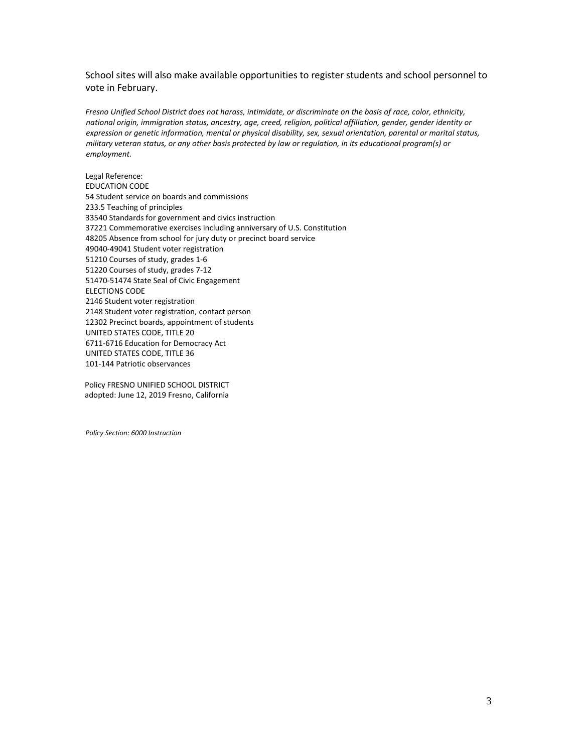School sites will also make available opportunities to register students and school personnel to vote in February.

*Fresno Unified School District does not harass, intimidate, or discriminate on the basis of race, color, ethnicity, national origin, immigration status, ancestry, age, creed, religion, political affiliation, gender, gender identity or expression or genetic information, mental or physical disability, sex, sexual orientation, parental or marital status, military veteran status, or any other basis protected by law or regulation, in its educational program(s) or employment.*

Legal Reference:
EDUCATION CODE
54 Student service on boards and commissions
233.5 Teaching of principles
33540 Standards for government and civics instruction
37221 Commemorative exercises including anniversary of U.S. Constitution
48205 Absence from school for jury duty or precinct board service
49040-49041 Student voter registration
51210 Courses of study, grades 1-6
51220 Courses of study, grades 7-12
51470-51474 State Seal of Civic Engagement
ELECTIONS CODE
2146 Student voter registration
2148 Student voter registration, contact person
12302 Precinct boards, appointment of students
UNITED STATES CODE, TITLE 20
6711-6716 Education for Democracy Act
UNITED STATES CODE, TITLE 36
101-144 Patriotic observances

Policy FRESNO UNIFIED SCHOOL DISTRICT
adopted: June 12, 2019 Fresno, California

*Policy Section: 6000 Instruction*